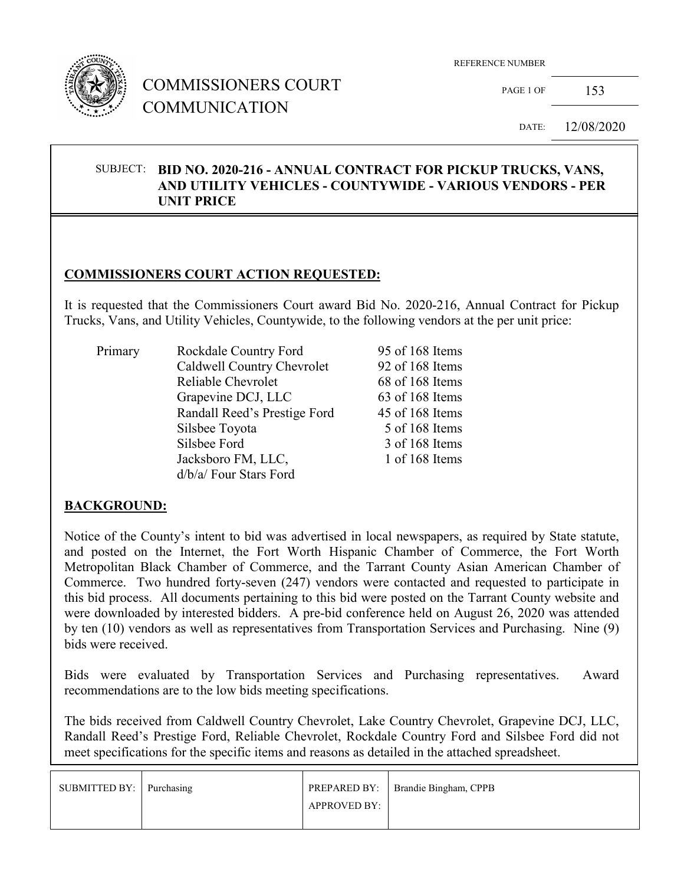# COMMISSIONERS COURT COMMUNICATION

REFERENCE NUMBER: 153

DATE: 12/08/2020

**SUBJECT: BID NO. 2020-216 - ANNUAL CONTRACT FOR PICKUP TRUCKS, VANS, AND UTILITY VEHICLES - COUNTYWIDE - VARIOUS VENDORS - PER UNIT PRICE**

## COMMISSIONERS COURT ACTION REQUESTED:

It is requested that the Commissioners Court award Bid No. 2020-216, Annual Contract for Pickup Trucks, Vans, and Utility Vehicles, Countywide, to the following vendors at the per unit price:

| | | |
|---|---|---|
| Primary | Rockdale Country Ford | 95 of 168 Items |
| | Caldwell Country Chevrolet | 92 of 168 Items |
| | Reliable Chevrolet | 68 of 168 Items |
| | Grapevine DCJ, LLC | 63 of 168 Items |
| | Randall Reed's Prestige Ford | 45 of 168 Items |
| | Silsbee Toyota | 5 of 168 Items |
| | Silsbee Ford | 3 of 168 Items |
| | Jacksboro FM, LLC, d/b/a/ Four Stars Ford | 1 of 168 Items |

## BACKGROUND:

Notice of the County's intent to bid was advertised in local newspapers, as required by State statute, and posted on the Internet, the Fort Worth Hispanic Chamber of Commerce, the Fort Worth Metropolitan Black Chamber of Commerce, and the Tarrant County Asian American Chamber of Commerce. Two hundred forty-seven (247) vendors were contacted and requested to participate in this bid process. All documents pertaining to this bid were posted on the Tarrant County website and were downloaded by interested bidders. A pre-bid conference held on August 26, 2020 was attended by ten (10) vendors as well as representatives from Transportation Services and Purchasing. Nine (9) bids were received.

Bids were evaluated by Transportation Services and Purchasing representatives. Award recommendations are to the low bids meeting specifications.

The bids received from Caldwell Country Chevrolet, Lake Country Chevrolet, Grapevine DCJ, LLC, Randall Reed's Prestige Ford, Reliable Chevrolet, Rockdale Country Ford and Silsbee Ford did not meet specifications for the specific items and reasons as detailed in the attached spreadsheet.

| SUBMITTED BY: | Purchasing | PREPARED BY: | Brandie Bingham, CPPB |
|---|---|---|---|
| | | APPROVED BY: | |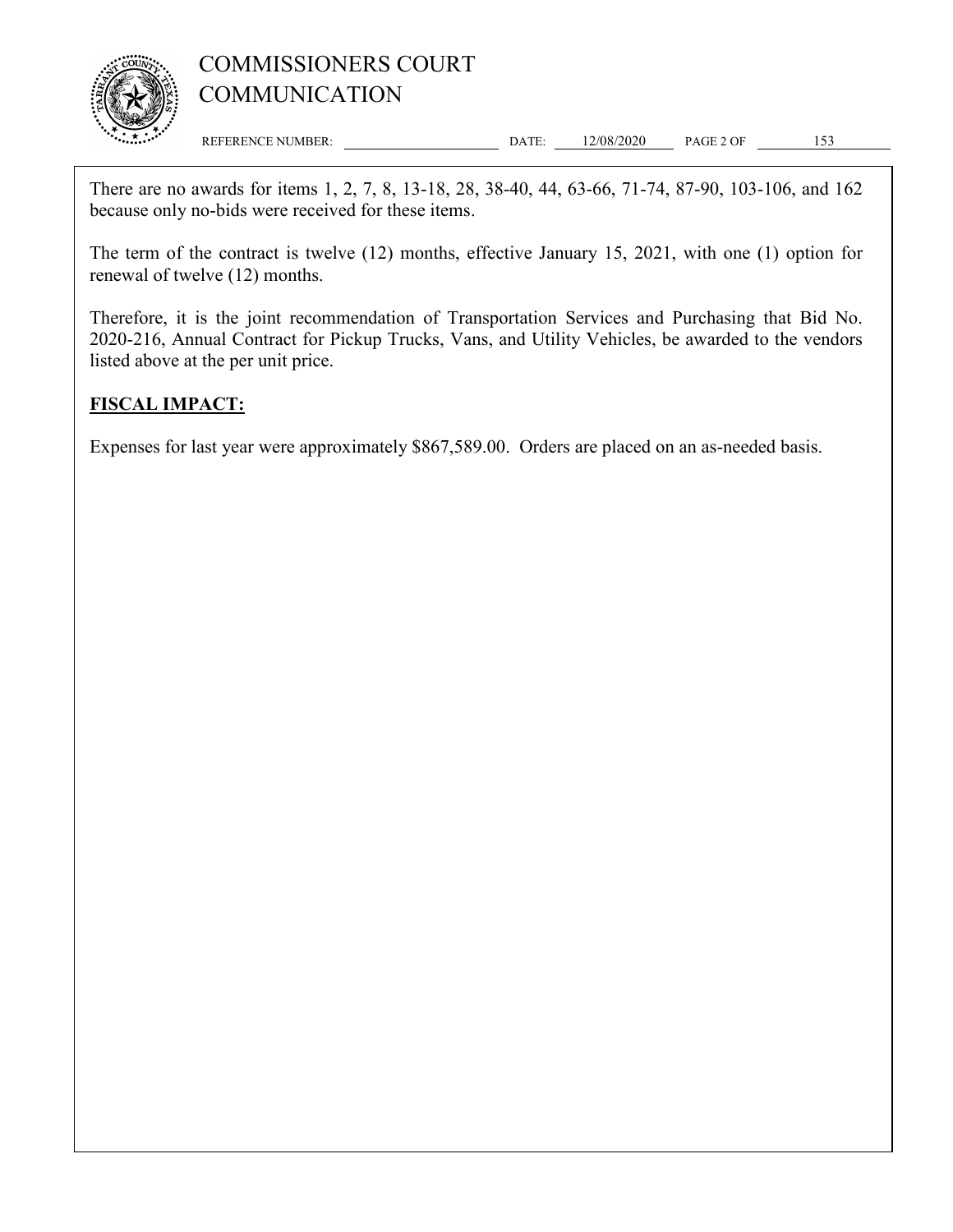There are no awards for items 1, 2, 7, 8, 13-18, 28, 38-40, 44, 63-66, 71-74, 87-90, 103-106, and 162 because only no-bids were received for these items.

The term of the contract is twelve (12) months, effective January 15, 2021, with one (1) option for renewal of twelve (12) months.

Therefore, it is the joint recommendation of Transportation Services and Purchasing that Bid No. 2020-216, Annual Contract for Pickup Trucks, Vans, and Utility Vehicles, be awarded to the vendors listed above at the per unit price.

**FISCAL IMPACT:**

Expenses for last year were approximately $867,589.00. Orders are placed on an as-needed basis.